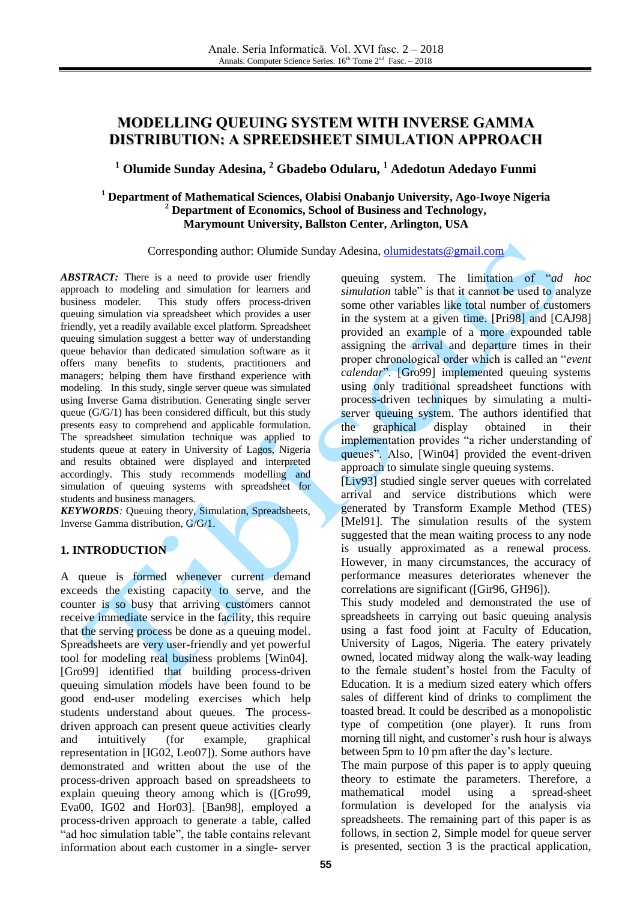# MODELLING QUEUING SYSTEM WITH INVERSE GAMMA DISTRIBUTION: A SPREADSHEET SIMULATION APPROACH

**[1] Olumide Sunday Adesina, [2] Gbadebo Odularu, [1] Adedotun Adedayo Funmi**

**[1] Department of Mathematical Sciences, Olabisi Onabanjo University, Ago-Iwoye Nigeria**
**[2] Department of Economics, School of Business and Technology, Marymount University, Ballston Center, Arlington, USA**

Corresponding author: Olumide Sunday Adesina, olumidestats@gmail.com

***ABSTRACT:*** There is a need to provide user friendly approach to modeling and simulation for learners and business modeler. This study offers process-driven queuing simulation via spreadsheet which provides a user friendly, yet a readily available excel platform. Spreadsheet queuing simulation suggest a better way of understanding queue behavior than dedicated simulation software as it offers many benefits to students, practitioners and managers; helping them have firsthand experience with modeling. In this study, single server queue was simulated using Inverse Gama distribution. Generating single server queue (G/G/1) has been considered difficult, but this study presents easy to comprehend and applicable formulation. The spreadsheet simulation technique was applied to students queue at eatery in University of Lagos, Nigeria and results obtained were displayed and interpreted accordingly. This study recommends modelling and simulation of queuing systems with spreadsheet for students and business managers.

***KEYWORDS****:* Queuing theory, Simulation, Spreadsheets, Inverse Gamma distribution, G/G/1.

## 1. INTRODUCTION

A queue is formed whenever current demand exceeds the existing capacity to serve, and the counter is so busy that arriving customers cannot receive immediate service in the facility, this require that the serving process be done as a queuing model. Spreadsheets are very user-friendly and yet powerful tool for modeling real business problems [Win04]. [Gro99] identified that building process-driven queuing simulation models have been found to be good end-user modeling exercises which help students understand about queues. The process-driven approach can present queue activities clearly and intuitively (for example, graphical representation in [IG02, Leo07]). Some authors have demonstrated and written about the use of the process-driven approach based on spreadsheets to explain queuing theory among which is ([Gro99, Eva00, IG02 and Hor03]. [Ban98], employed a process-driven approach to generate a table, called "ad hoc simulation table", the table contains relevant information about each customer in a single- server queuing system. The limitation of "*ad hoc simulation* table" is that it cannot be used to analyze some other variables like total number of customers in the system at a given time. [Pri98] and [CAJ98] provided an example of a more expounded table assigning the arrival and departure times in their proper chronological order which is called an "*event calendar*". [Gro99] implemented queuing systems using only traditional spreadsheet functions with process-driven techniques by simulating a multi-server queuing system. The authors identified that the graphical display obtained in their implementation provides "a richer understanding of queues". Also, [Win04] provided the event-driven approach to simulate single queuing systems.

[Liv93] studied single server queues with correlated arrival and service distributions which were generated by Transform Example Method (TES) [Mel91]. The simulation results of the system suggested that the mean waiting process to any node is usually approximated as a renewal process. However, in many circumstances, the accuracy of performance measures deteriorates whenever the correlations are significant ([Gir96, GH96]).

This study modeled and demonstrated the use of spreadsheets in carrying out basic queuing analysis using a fast food joint at Faculty of Education, University of Lagos, Nigeria. The eatery privately owned, located midway along the walk-way leading to the female student's hostel from the Faculty of Education. It is a medium sized eatery which offers sales of different kind of drinks to compliment the toasted bread. It could be described as a monopolistic type of competition (one player). It runs from morning till night, and customer's rush hour is always between 5pm to 10 pm after the day's lecture.

The main purpose of this paper is to apply queuing theory to estimate the parameters. Therefore, a mathematical model using a spread-sheet formulation is developed for the analysis via spreadsheets. The remaining part of this paper is as follows, in section 2, Simple model for queue server is presented, section 3 is the practical application,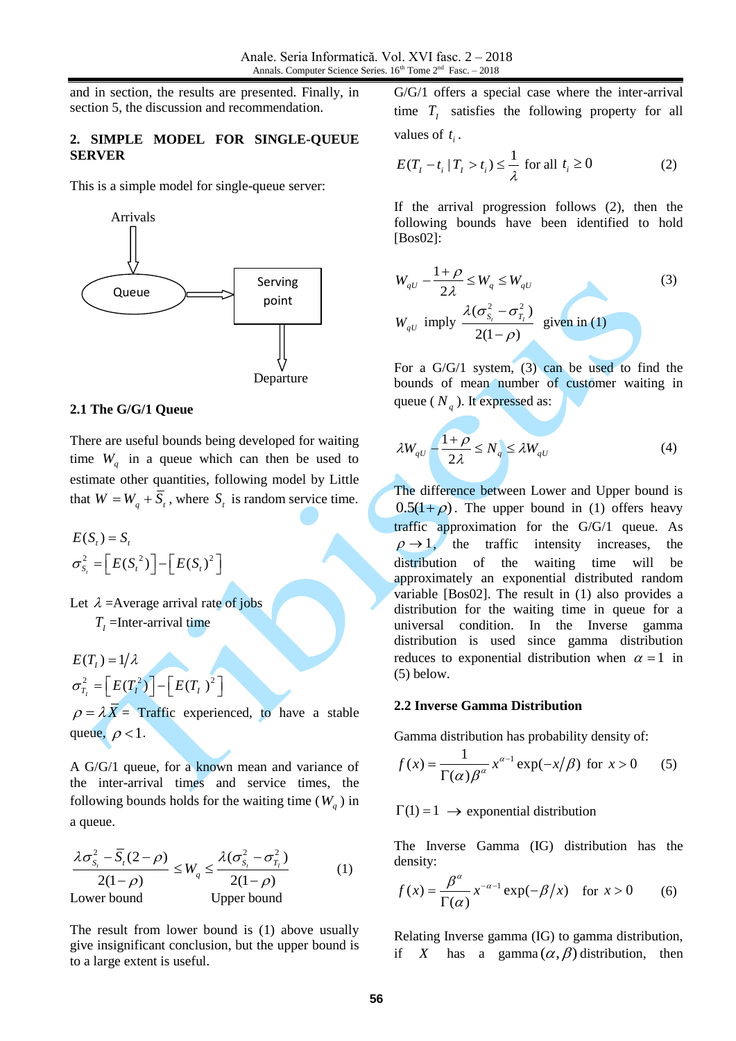and in section, the results are presented. Finally, in section 5, the discussion and recommendation.

## 2. SIMPLE MODEL FOR SINGLE-QUEUE SERVER

This is a simple model for single-queue server:

Arrivals

Queue

Serving point

Departure

### 2.1 The G/G/1 Queue

There are useful bounds being developed for waiting time $W_q$ in a queue which can then be used to estimate other quantities, following model by Little that $W = W_q + \overline{S}_t$, where $S_t$ is random service time.

$$E(S_t) = S_t$$
$$\sigma_{S_t}^2 = \left[E(S_t^{\,2})\right] - \left[E(S_t)^2\right]$$

Let $\lambda$ =Average arrival rate of jobs
$T_I$ =Inter-arrival time

$$E(T_I) = 1/\lambda$$
$$\sigma_{T_I}^2 = \left[E(T_I^2)\right] - \left[E(T_I)^2\right]$$

$\rho = \lambda \overline{X}$ = Traffic experienced, to have a stable queue, $\rho < 1$.

A G/G/1 queue, for a known mean and variance of the inter-arrival times and service times, the following bounds holds for the waiting time ($W_q$) in a queue.

$$\underbrace{\frac{\lambda\sigma_{S_t}^2 - \overline{S}_t(2-\rho)}{2(1-\rho)}}_{\text{Lower bound}} \le W_q \le \underbrace{\frac{\lambda(\sigma_{S_t}^2 - \sigma_{T_I}^2)}{2(1-\rho)}}_{\text{Upper bound}} \tag{1}$$

The result from lower bound is (1) above usually give insignificant conclusion, but the upper bound is to a large extent is useful.

G/G/1 offers a special case where the inter-arrival time $T_I$ satisfies the following property for all values of $t_i$.

$$E(T_I - t_i \mid T_I > t_i) \le \frac{1}{\lambda} \text{ for all } t_i \ge 0 \tag{2}$$

If the arrival progression follows (2), then the following bounds have been identified to hold [Bos02]:

$$W_{qU} - \frac{1+\rho}{2\lambda} \le W_q \le W_{qU} \tag{3}$$

$W_{qU}$ imply $\dfrac{\lambda(\sigma_{S_t}^2 - \sigma_{T_I}^2)}{2(1-\rho)}$ given in (1)

For a G/G/1 system, (3) can be used to find the bounds of mean number of customer waiting in queue ($N_q$). It expressed as:

$$\lambda W_{qU} - \frac{1+\rho}{2\lambda} \le N_q \le \lambda W_{qU} \tag{4}$$

The difference between Lower and Upper bound is $0.5(1+\rho)$. The upper bound in (1) offers heavy traffic approximation for the G/G/1 queue. As $\rho \to 1$, the traffic intensity increases, the distribution of the waiting time will be approximately an exponential distributed random variable [Bos02]. The result in (1) also provides a distribution for the waiting time in queue for a universal condition. In the Inverse gamma distribution is used since gamma distribution reduces to exponential distribution when $\alpha = 1$ in (5) below.

### 2.2 Inverse Gamma Distribution

Gamma distribution has probability density of:

$$f(x) = \frac{1}{\Gamma(\alpha)\beta^{\alpha}} x^{\alpha-1} \exp(-x/\beta) \text{ for } x > 0 \tag{5}$$

$\Gamma(1) = 1 \rightarrow$ exponential distribution

The Inverse Gamma (IG) distribution has the density:

$$f(x) = \frac{\beta^{\alpha}}{\Gamma(\alpha)} x^{-\alpha-1} \exp(-\beta/x) \quad \text{for } x > 0 \tag{6}$$

Relating Inverse gamma (IG) to gamma distribution, if $X$ has a gamma$(\alpha, \beta)$ distribution, then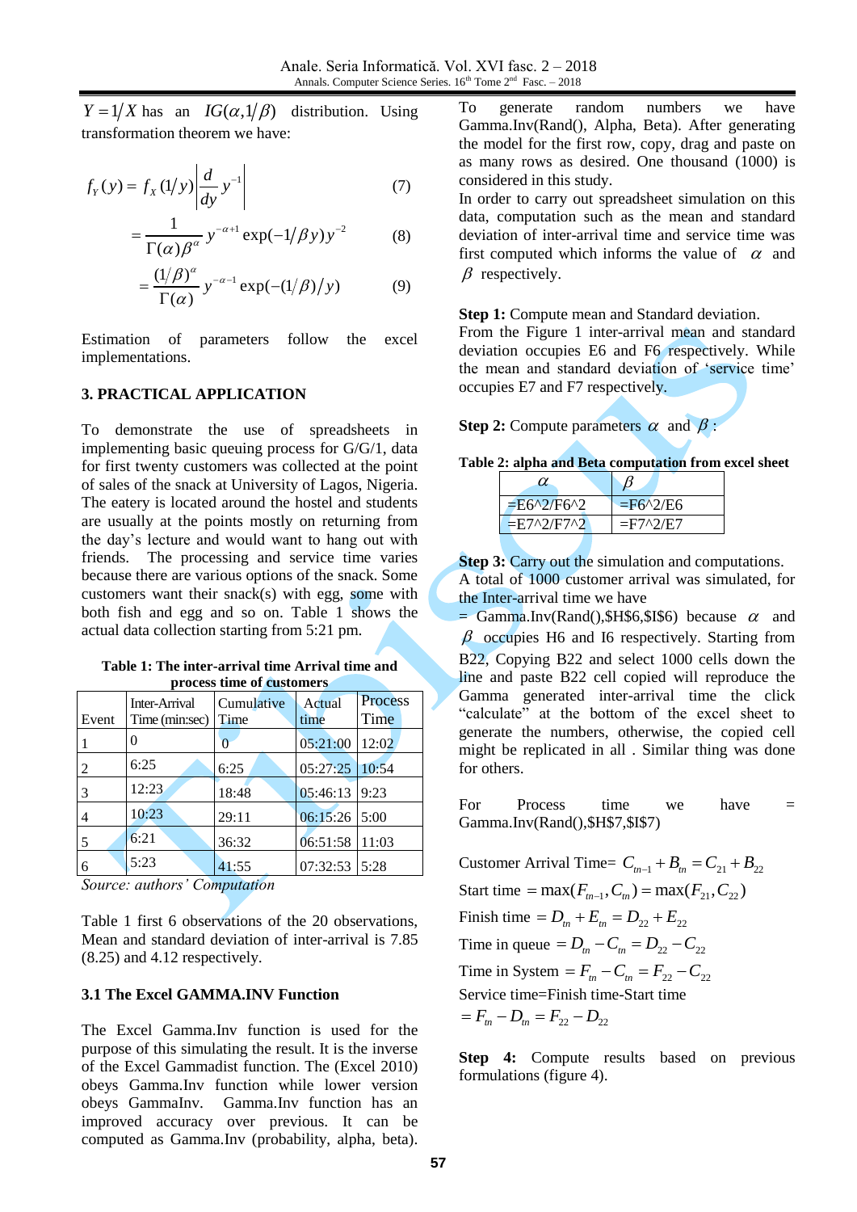$Y = 1/X$ has an $IG(\alpha, 1/\beta)$ distribution. Using transformation theorem we have:

$$f_Y(y) = f_X(1/y)\left|\frac{d}{dy}y^{-1}\right| \tag{7}$$

$$= \frac{1}{\Gamma(\alpha)\beta^{\alpha}} y^{-\alpha+1}\exp(-1/\beta y)y^{-2} \tag{8}$$

$$= \frac{(1/\beta)^{\alpha}}{\Gamma(\alpha)} y^{-\alpha-1}\exp(-(1/\beta)/y) \tag{9}$$

Estimation of parameters follow the excel implementations.

## 3. PRACTICAL APPLICATION

To demonstrate the use of spreadsheets in implementing basic queuing process for G/G/1, data for first twenty customers was collected at the point of sales of the snack at University of Lagos, Nigeria. The eatery is located around the hostel and students are usually at the points mostly on returning from the day's lecture and would want to hang out with friends. The processing and service time varies because there are various options of the snack. Some customers want their snack(s) with egg, some with both fish and egg and so on. Table 1 shows the actual data collection starting from 5:21 pm.

**Table 1: The inter-arrival time Arrival time and process time of customers**

| Event | Inter-Arrival Time (min:sec) | Cumulative Time | Actual time | Process Time |
|---|---|---|---|---|
| 1 | 0 | 0 | 05:21:00 | 12:02 |
| 2 | 6:25 | 6:25 | 05:27:25 | 10:54 |
| 3 | 12:23 | 18:48 | 05:46:13 | 9:23 |
| 4 | 10:23 | 29:11 | 06:15:26 | 5:00 |
| 5 | 6:21 | 36:32 | 06:51:58 | 11:03 |
| 6 | 5:23 | 41:55 | 07:32:53 | 5:28 |

*Source: authors' Computation*

Table 1 first 6 observations of the 20 observations, Mean and standard deviation of inter-arrival is 7.85 (8.25) and 4.12 respectively.

### 3.1 The Excel GAMMA.INV Function

The Excel Gamma.Inv function is used for the purpose of this simulating the result. It is the inverse of the Excel Gammadist function. The (Excel 2010) obeys Gamma.Inv function while lower version obeys GammaInv. Gamma.Inv function has an improved accuracy over previous. It can be computed as Gamma.Inv (probability, alpha, beta). To generate random numbers we have Gamma.Inv(Rand(), Alpha, Beta). After generating the model for the first row, copy, drag and paste on as many rows as desired. One thousand (1000) is considered in this study.

In order to carry out spreadsheet simulation on this data, computation such as the mean and standard deviation of inter-arrival time and service time was first computed which informs the value of $\alpha$ and $\beta$ respectively.

**Step 1:** Compute mean and Standard deviation.
From the Figure 1 inter-arrival mean and standard deviation occupies E6 and F6 respectively. While the mean and standard deviation of 'service time' occupies E7 and F7 respectively.

**Step 2:** Compute parameters $\alpha$ and $\beta$:

**Table 2: alpha and Beta computation from excel sheet**

| $\alpha$ | $\beta$ |
|---|---|
| =E6^2/F6^2 | =F6^2/E6 |
| =E7^2/F7^2 | =F7^2/E7 |

**Step 3:** Carry out the simulation and computations.
A total of 1000 customer arrival was simulated, for the Inter-arrival time we have
= Gamma.Inv(Rand(),$H$6,$I$6) because $\alpha$ and $\beta$ occupies H6 and I6 respectively. Starting from B22, Copying B22 and select 1000 cells down the line and paste B22 cell copied will reproduce the Gamma generated inter-arrival time the click "calculate" at the bottom of the excel sheet to generate the numbers, otherwise, the copied cell might be replicated in all . Similar thing was done for others.

For Process time we have = Gamma.Inv(Rand(),$H$7,$I$7)

Customer Arrival Time= $C_{tn-1} + B_{tn} = C_{21} + B_{22}$

Start time $= \max(F_{tn-1}, C_{tn}) = \max(F_{21}, C_{22})$

Finish time $= D_{tn} + E_{tn} = D_{22} + E_{22}$

Time in queue $= D_{tn} - C_{tn} = D_{22} - C_{22}$

Time in System $= F_{tn} - C_{tn} = F_{22} - C_{22}$

Service time=Finish time-Start time

$= F_{tn} - D_{tn} = F_{22} - D_{22}$

**Step 4:** Compute results based on previous formulations (figure 4).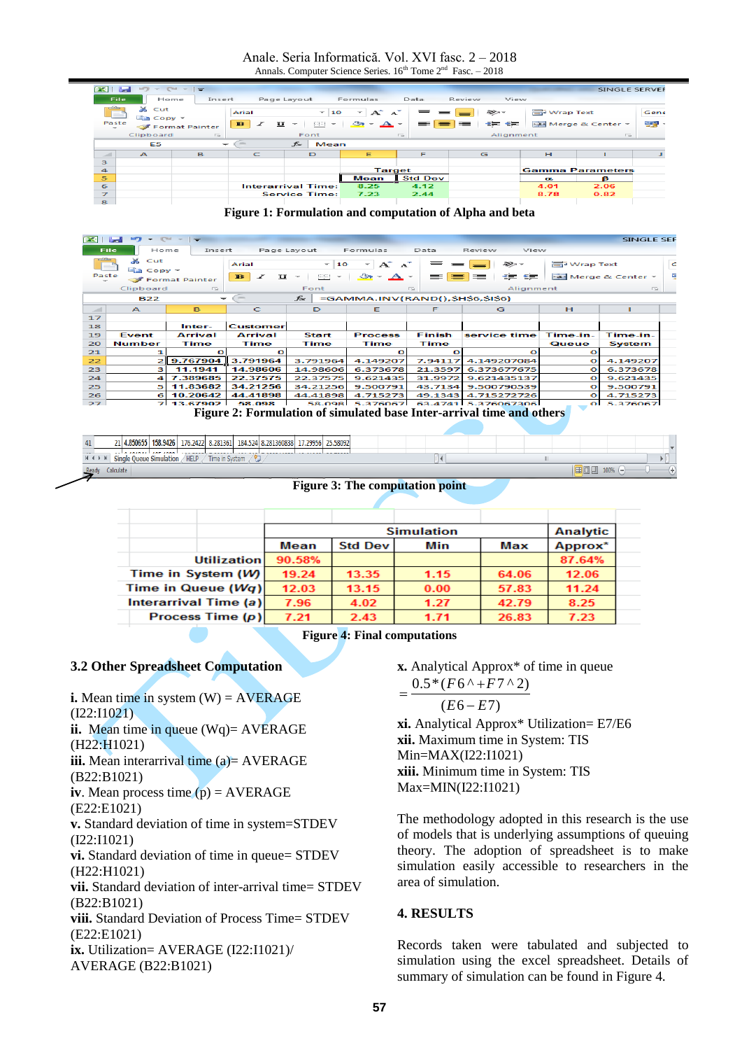Figure 1: Formulation and computation of Alpha and beta

Figure 2: Formulation of simulated base Inter-arrival time and others

Figure 3: The computation point

| | Simulation | | | | Analytic |
|---|---|---|---|---|---|
| | Mean | Std Dev | Min | Max | Approx* |
| Utilization | 90.58% | | | | 87.64% |
| Time in System (*W*) | 19.24 | 13.35 | 1.15 | 64.06 | 12.06 |
| Time in Queue (*Wq*) | 12.03 | 13.15 | 0.00 | 57.83 | 11.24 |
| Interarrival Time (*a*) | 7.96 | 4.02 | 1.27 | 42.79 | 8.25 |
| Process Time (*p*) | 7.21 | 2.43 | 1.71 | 26.83 | 7.23 |

Figure 4: Final computations

### 3.2 Other Spreadsheet Computation

**i.** Mean time in system (W) = AVERAGE (I22:I1021)
**ii.** Mean time in queue (Wq)= AVERAGE (H22:H1021)
**iii.** Mean interarrival time (a)= AVERAGE (B22:B1021)
**iv**. Mean process time (p) = AVERAGE (E22:E1021)
**v.** Standard deviation of time in system=STDEV (I22:I1021)
**vi.** Standard deviation of time in queue= STDEV (H22:H1021)
**vii.** Standard deviation of inter-arrival time= STDEV (B22:B1021)
**viii.** Standard Deviation of Process Time= STDEV (E22:E1021)
**ix.** Utilization= AVERAGE (I22:I1021)/ AVERAGE (B22:B1021)
**x.** Analytical Approx* of time in queue

$$= \frac{0.5*(F6^\wedge+F7^\wedge 2)}{(E6-E7)}$$

**xi.** Analytical Approx* Utilization= E7/E6
**xii.** Maximum time in System: TIS Min=MAX(I22:I1021)
**xiii.** Minimum time in System: TIS Max=MIN(I22:I1021)

The methodology adopted in this research is the use of models that is underlying assumptions of queuing theory. The adoption of spreadsheet is to make simulation easily accessible to researchers in the area of simulation.

## 4. RESULTS

Records taken were tabulated and subjected to simulation using the excel spreadsheet. Details of summary of simulation can be found in Figure 4.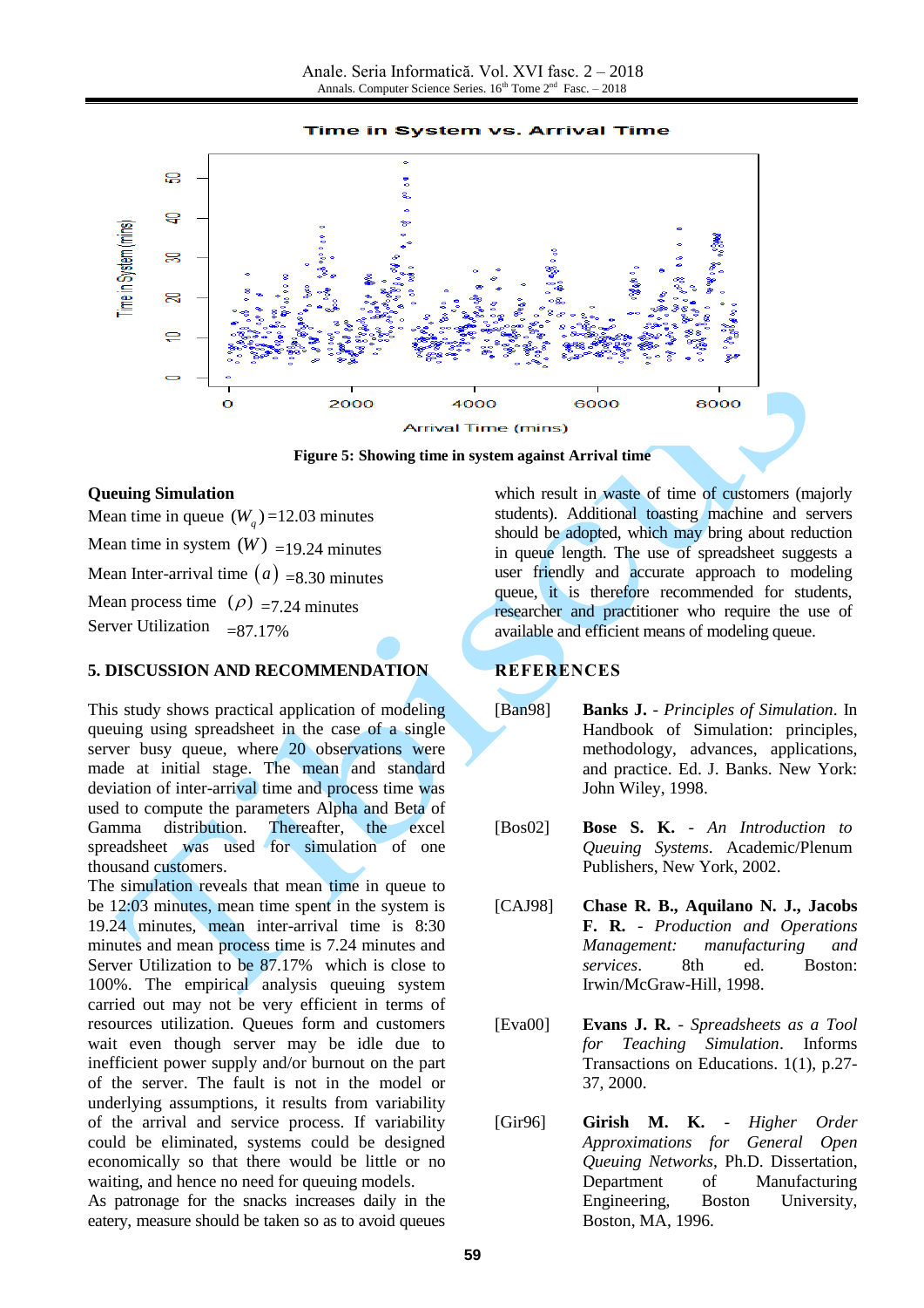Figure 5: Showing time in system against Arrival time

**Queuing Simulation**

Mean time in queue $(W_q)$ =12.03 minutes

Mean time in system $(W)$ =19.24 minutes

Mean Inter-arrival time $(a)$ =8.30 minutes

Mean process time $(\rho)$ =7.24 minutes

Server Utilization =87.17%

## 5. DISCUSSION AND RECOMMENDATION

This study shows practical application of modeling queuing using spreadsheet in the case of a single server busy queue, where 20 observations were made at initial stage. The mean and standard deviation of inter-arrival time and process time was used to compute the parameters Alpha and Beta of Gamma distribution. Thereafter, the excel spreadsheet was used for simulation of one thousand customers.

The simulation reveals that mean time in queue to be 12:03 minutes, mean time spent in the system is 19.24 minutes, mean inter-arrival time is 8:30 minutes and mean process time is 7.24 minutes and Server Utilization to be 87.17% which is close to 100%. The empirical analysis queuing system carried out may not be very efficient in terms of resources utilization. Queues form and customers wait even though server may be idle due to inefficient power supply and/or burnout on the part of the server. The fault is not in the model or underlying assumptions, it results from variability of the arrival and service process. If variability could be eliminated, systems could be designed economically so that there would be little or no waiting, and hence no need for queuing models.

As patronage for the snacks increases daily in the eatery, measure should be taken so as to avoid queues which result in waste of time of customers (majorly students). Additional toasting machine and servers should be adopted, which may bring about reduction in queue length. The use of spreadsheet suggests a user friendly and accurate approach to modeling queue, it is therefore recommended for students, researcher and practitioner who require the use of available and efficient means of modeling queue.

## REFERENCES

[Ban98] **Banks J.** - *Principles of Simulation*. In Handbook of Simulation: principles, methodology, advances, applications, and practice. Ed. J. Banks. New York: John Wiley, 1998.

[Bos02] **Bose S. K.** - *An Introduction to Queuing Systems*. Academic/Plenum Publishers, New York, 2002.

[CAJ98] **Chase R. B., Aquilano N. J., Jacobs F. R.** - *Production and Operations Management: manufacturing and services*. 8th ed. Boston: Irwin/McGraw-Hill, 1998.

[Eva00] **Evans J. R.** - *Spreadsheets as a Tool for Teaching Simulation*. Informs Transactions on Educations. 1(1), p.27-37, 2000.

[Gir96] **Girish M. K.** - *Higher Order Approximations for General Open Queuing Networks*, Ph.D. Dissertation, Department of Manufacturing Engineering, Boston University, Boston, MA, 1996.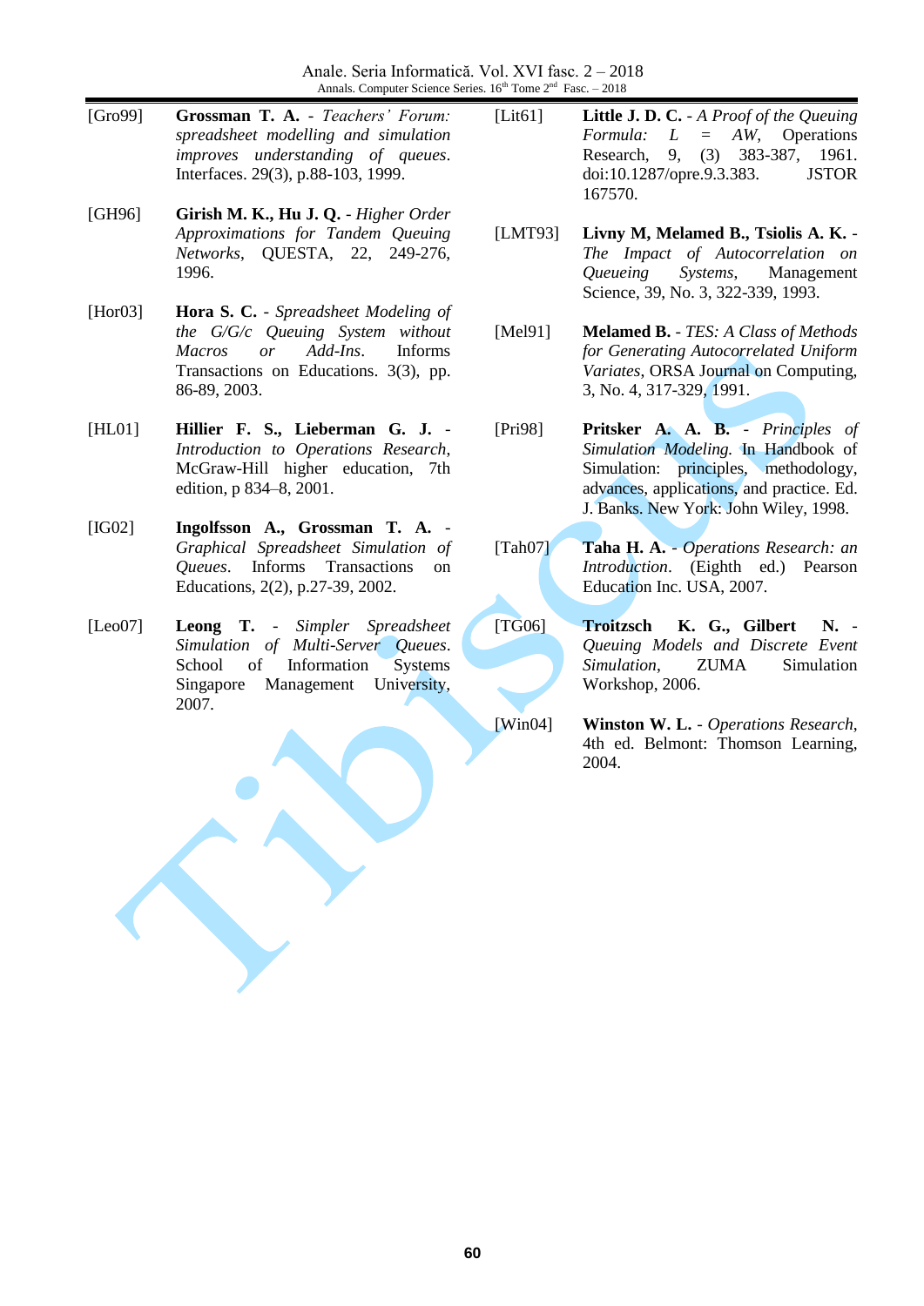[Gro99] **Grossman T. A.** - *Teachers' Forum: spreadsheet modelling and simulation improves understanding of queues*. Interfaces. 29(3), p.88-103, 1999.

[GH96] **Girish M. K., Hu J. Q.** - *Higher Order Approximations for Tandem Queuing Networks*, QUESTA, 22, 249-276, 1996.

[Hor03] **Hora S. C.** - *Spreadsheet Modeling of the G/G/c Queuing System without Macros or Add-Ins*. Informs Transactions on Educations. 3(3), pp. 86-89, 2003.

[HL01] **Hillier F. S., Lieberman G. J.** - *Introduction to Operations Research*, McGraw-Hill higher education, 7th edition, p 834–8, 2001.

[IG02] **Ingolfsson A., Grossman T. A.** - *Graphical Spreadsheet Simulation of Queues*. Informs Transactions on Educations, 2(2), p.27-39, 2002.

[Leo07] **Leong T.** - *Simpler Spreadsheet Simulation of Multi-Server Queues*. School of Information Systems Singapore Management University, 2007.

[Lit61] **Little J. D. C.** - *A Proof of the Queuing Formula: L = AW*, Operations Research, 9, (3) 383-387, 1961. doi:10.1287/opre.9.3.383. JSTOR 167570.

[LMT93] **Livny M, Melamed B., Tsiolis A. K.** - *The Impact of Autocorrelation on Queueing Systems*, Management Science, 39, No. 3, 322-339, 1993.

[Mel91] **Melamed B.** - *TES: A Class of Methods for Generating Autocorrelated Uniform Variates*, ORSA Journal on Computing, 3, No. 4, 317-329, 1991.

[Pri98] **Pritsker A. A. B.** - *Principles of Simulation Modeling.* In Handbook of Simulation: principles, methodology, advances, applications, and practice. Ed. J. Banks. New York: John Wiley, 1998.

[Tah07] **Taha H. A.** - *Operations Research: an Introduction*. (Eighth ed.) Pearson Education Inc. USA, 2007.

[TG06] **Troitzsch K. G., Gilbert N.** - *Queuing Models and Discrete Event Simulation*, ZUMA Simulation Workshop, 2006.

[Win04] **Winston W. L.** - *Operations Research*, 4th ed. Belmont: Thomson Learning, 2004.